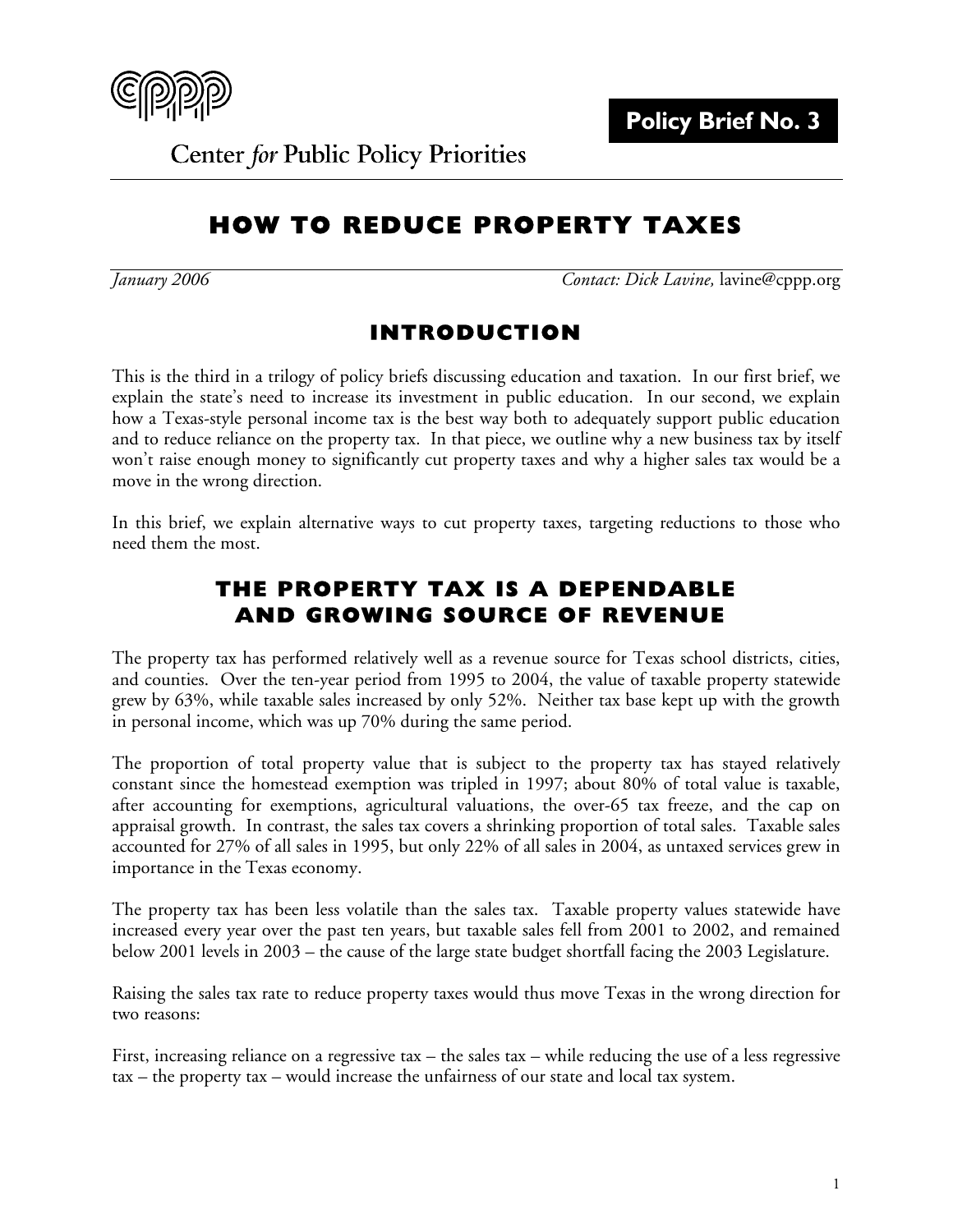Center *for* Public Policy Priorities

**Policy Brief No. 3**

# HOW TO REDUCE PROPERTY TAXES

*January 2006* *Contact: Dick Lavine,* lavine@cppp.org

## INTRODUCTION

This is the third in a trilogy of policy briefs discussing education and taxation. In our first brief, we explain the state's need to increase its investment in public education. In our second, we explain how a Texas-style personal income tax is the best way both to adequately support public education and to reduce reliance on the property tax. In that piece, we outline why a new business tax by itself won't raise enough money to significantly cut property taxes and why a higher sales tax would be a move in the wrong direction.

In this brief, we explain alternative ways to cut property taxes, targeting reductions to those who need them the most.

## THE PROPERTY TAX IS A DEPENDABLE AND GROWING SOURCE OF REVENUE

The property tax has performed relatively well as a revenue source for Texas school districts, cities, and counties. Over the ten-year period from 1995 to 2004, the value of taxable property statewide grew by 63%, while taxable sales increased by only 52%. Neither tax base kept up with the growth in personal income, which was up 70% during the same period.

The proportion of total property value that is subject to the property tax has stayed relatively constant since the homestead exemption was tripled in 1997; about 80% of total value is taxable, after accounting for exemptions, agricultural valuations, the over-65 tax freeze, and the cap on appraisal growth. In contrast, the sales tax covers a shrinking proportion of total sales. Taxable sales accounted for 27% of all sales in 1995, but only 22% of all sales in 2004, as untaxed services grew in importance in the Texas economy.

The property tax has been less volatile than the sales tax. Taxable property values statewide have increased every year over the past ten years, but taxable sales fell from 2001 to 2002, and remained below 2001 levels in 2003 – the cause of the large state budget shortfall facing the 2003 Legislature.

Raising the sales tax rate to reduce property taxes would thus move Texas in the wrong direction for two reasons:

First, increasing reliance on a regressive tax – the sales tax – while reducing the use of a less regressive tax – the property tax – would increase the unfairness of our state and local tax system.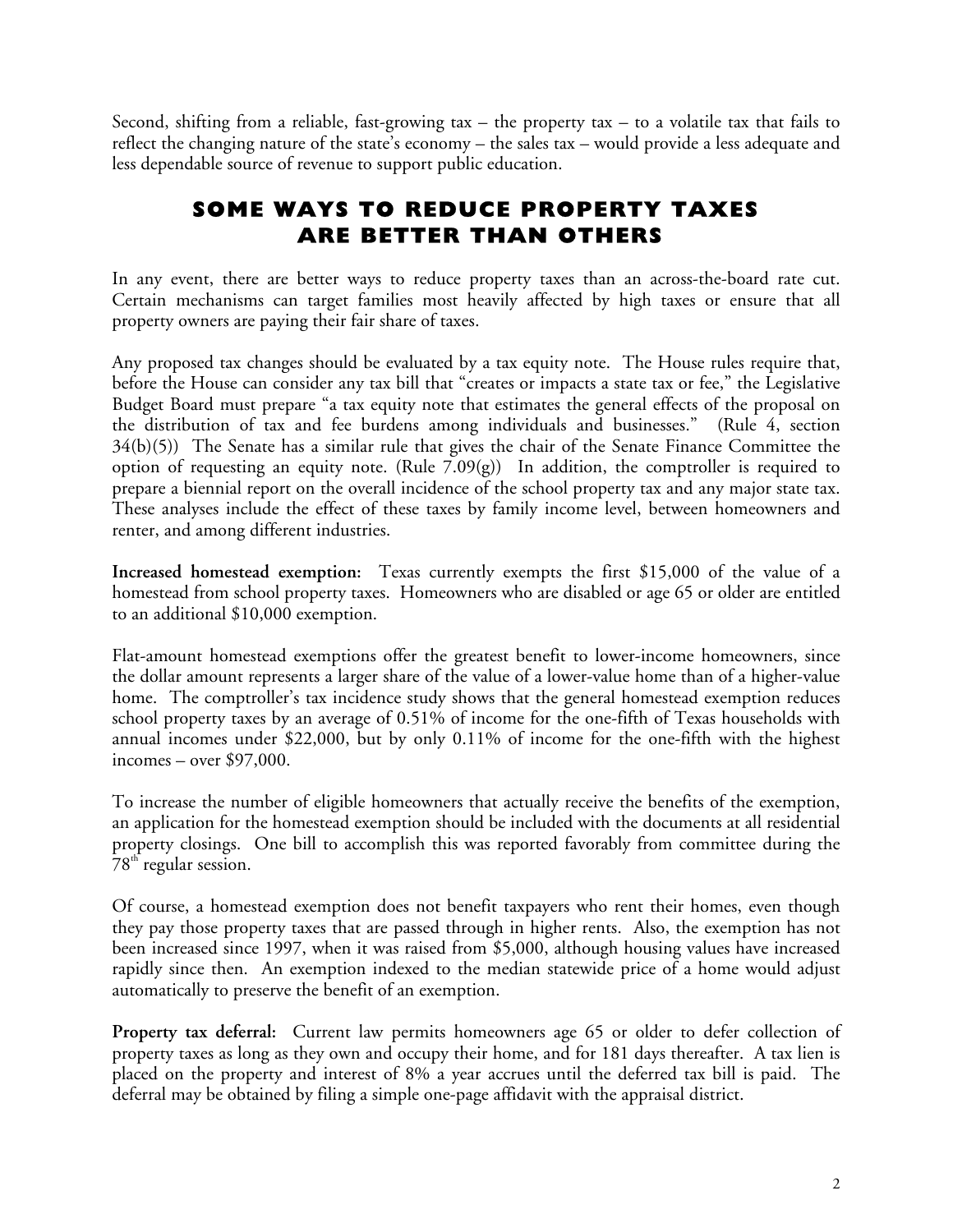Second, shifting from a reliable, fast-growing tax – the property tax – to a volatile tax that fails to reflect the changing nature of the state's economy – the sales tax – would provide a less adequate and less dependable source of revenue to support public education.

## SOME WAYS TO REDUCE PROPERTY TAXES ARE BETTER THAN OTHERS

In any event, there are better ways to reduce property taxes than an across-the-board rate cut. Certain mechanisms can target families most heavily affected by high taxes or ensure that all property owners are paying their fair share of taxes.

Any proposed tax changes should be evaluated by a tax equity note. The House rules require that, before the House can consider any tax bill that "creates or impacts a state tax or fee," the Legislative Budget Board must prepare "a tax equity note that estimates the general effects of the proposal on the distribution of tax and fee burdens among individuals and businesses." (Rule 4, section 34(b)(5)) The Senate has a similar rule that gives the chair of the Senate Finance Committee the option of requesting an equity note. (Rule 7.09(g)) In addition, the comptroller is required to prepare a biennial report on the overall incidence of the school property tax and any major state tax. These analyses include the effect of these taxes by family income level, between homeowners and renter, and among different industries.

**Increased homestead exemption:** Texas currently exempts the first $15,000 of the value of a homestead from school property taxes. Homeowners who are disabled or age 65 or older are entitled to an additional $10,000 exemption.

Flat-amount homestead exemptions offer the greatest benefit to lower-income homeowners, since the dollar amount represents a larger share of the value of a lower-value home than of a higher-value home. The comptroller's tax incidence study shows that the general homestead exemption reduces school property taxes by an average of 0.51% of income for the one-fifth of Texas households with annual incomes under $22,000, but by only 0.11% of income for the one-fifth with the highest incomes – over $97,000.

To increase the number of eligible homeowners that actually receive the benefits of the exemption, an application for the homestead exemption should be included with the documents at all residential property closings. One bill to accomplish this was reported favorably from committee during the 78th regular session.

Of course, a homestead exemption does not benefit taxpayers who rent their homes, even though they pay those property taxes that are passed through in higher rents. Also, the exemption has not been increased since 1997, when it was raised from $5,000, although housing values have increased rapidly since then. An exemption indexed to the median statewide price of a home would adjust automatically to preserve the benefit of an exemption.

**Property tax deferral:** Current law permits homeowners age 65 or older to defer collection of property taxes as long as they own and occupy their home, and for 181 days thereafter. A tax lien is placed on the property and interest of 8% a year accrues until the deferred tax bill is paid. The deferral may be obtained by filing a simple one-page affidavit with the appraisal district.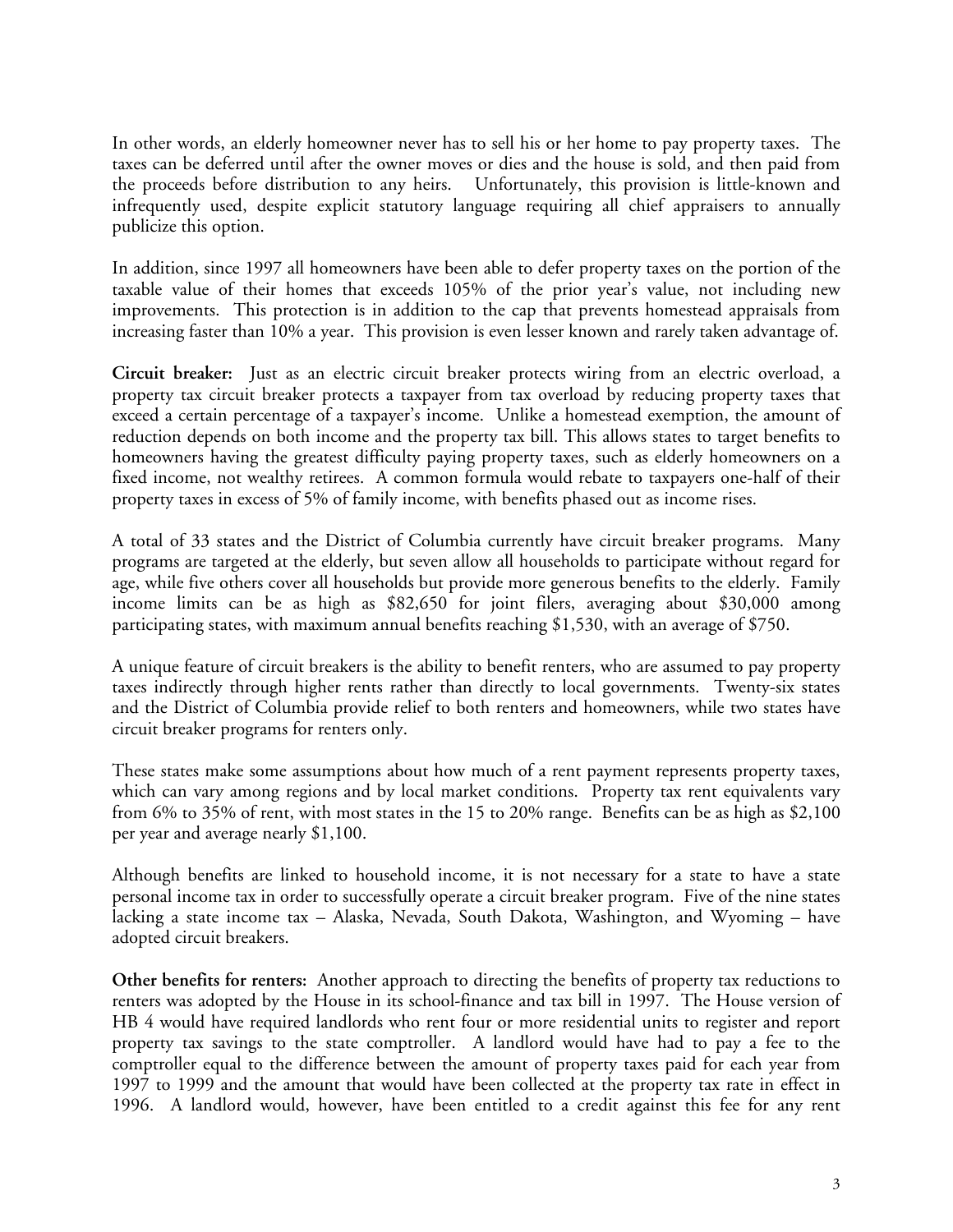In other words, an elderly homeowner never has to sell his or her home to pay property taxes. The taxes can be deferred until after the owner moves or dies and the house is sold, and then paid from the proceeds before distribution to any heirs. Unfortunately, this provision is little-known and infrequently used, despite explicit statutory language requiring all chief appraisers to annually publicize this option.

In addition, since 1997 all homeowners have been able to defer property taxes on the portion of the taxable value of their homes that exceeds 105% of the prior year's value, not including new improvements. This protection is in addition to the cap that prevents homestead appraisals from increasing faster than 10% a year. This provision is even lesser known and rarely taken advantage of.

**Circuit breaker:** Just as an electric circuit breaker protects wiring from an electric overload, a property tax circuit breaker protects a taxpayer from tax overload by reducing property taxes that exceed a certain percentage of a taxpayer's income. Unlike a homestead exemption, the amount of reduction depends on both income and the property tax bill. This allows states to target benefits to homeowners having the greatest difficulty paying property taxes, such as elderly homeowners on a fixed income, not wealthy retirees. A common formula would rebate to taxpayers one-half of their property taxes in excess of 5% of family income, with benefits phased out as income rises.

A total of 33 states and the District of Columbia currently have circuit breaker programs. Many programs are targeted at the elderly, but seven allow all households to participate without regard for age, while five others cover all households but provide more generous benefits to the elderly. Family income limits can be as high as $82,650 for joint filers, averaging about $30,000 among participating states, with maximum annual benefits reaching $1,530, with an average of $750.

A unique feature of circuit breakers is the ability to benefit renters, who are assumed to pay property taxes indirectly through higher rents rather than directly to local governments. Twenty-six states and the District of Columbia provide relief to both renters and homeowners, while two states have circuit breaker programs for renters only.

These states make some assumptions about how much of a rent payment represents property taxes, which can vary among regions and by local market conditions. Property tax rent equivalents vary from 6% to 35% of rent, with most states in the 15 to 20% range. Benefits can be as high as $2,100 per year and average nearly $1,100.

Although benefits are linked to household income, it is not necessary for a state to have a state personal income tax in order to successfully operate a circuit breaker program. Five of the nine states lacking a state income tax – Alaska, Nevada, South Dakota, Washington, and Wyoming – have adopted circuit breakers.

**Other benefits for renters:** Another approach to directing the benefits of property tax reductions to renters was adopted by the House in its school-finance and tax bill in 1997. The House version of HB 4 would have required landlords who rent four or more residential units to register and report property tax savings to the state comptroller. A landlord would have had to pay a fee to the comptroller equal to the difference between the amount of property taxes paid for each year from 1997 to 1999 and the amount that would have been collected at the property tax rate in effect in 1996. A landlord would, however, have been entitled to a credit against this fee for any rent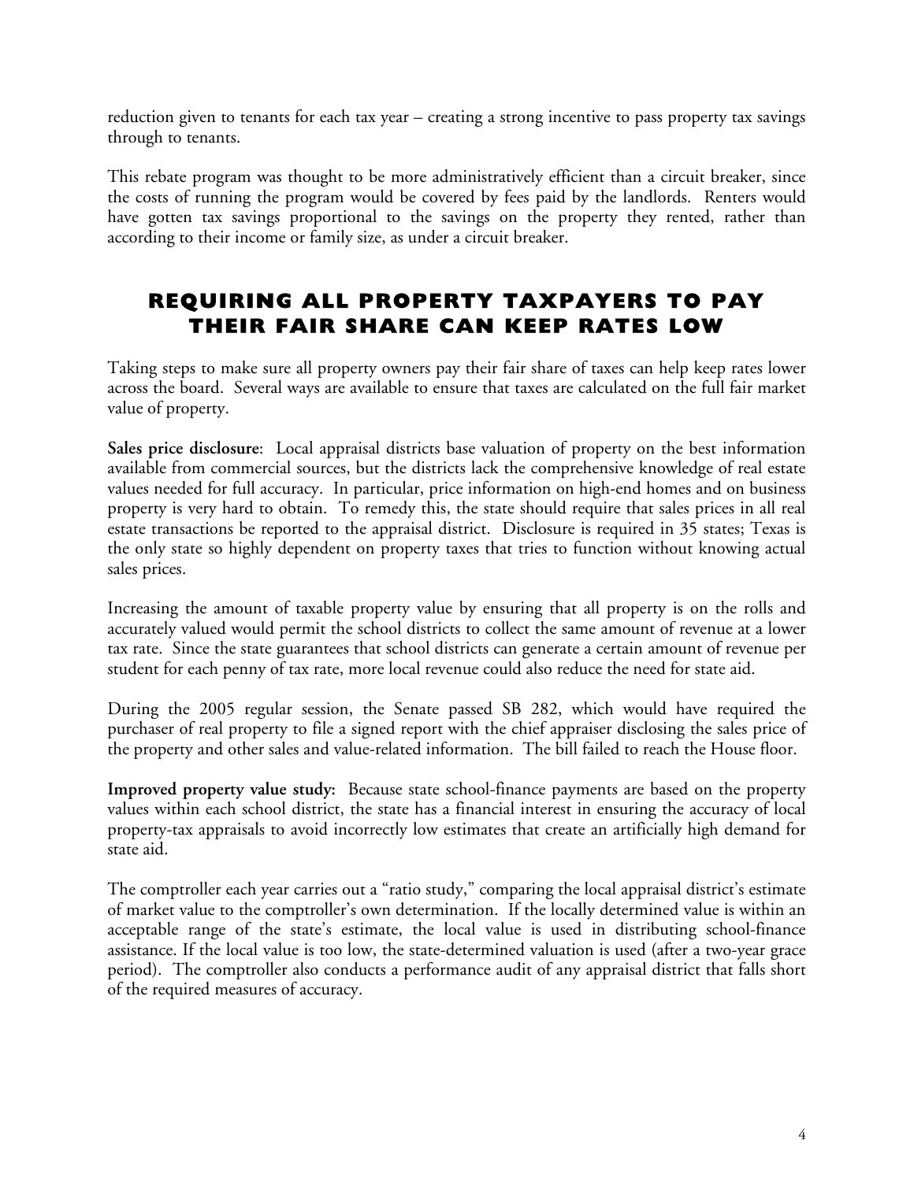reduction given to tenants for each tax year – creating a strong incentive to pass property tax savings through to tenants.

This rebate program was thought to be more administratively efficient than a circuit breaker, since the costs of running the program would be covered by fees paid by the landlords. Renters would have gotten tax savings proportional to the savings on the property they rented, rather than according to their income or family size, as under a circuit breaker.

## REQUIRING ALL PROPERTY TAXPAYERS TO PAY THEIR FAIR SHARE CAN KEEP RATES LOW

Taking steps to make sure all property owners pay their fair share of taxes can help keep rates lower across the board. Several ways are available to ensure that taxes are calculated on the full fair market value of property.

**Sales price disclosure**: Local appraisal districts base valuation of property on the best information available from commercial sources, but the districts lack the comprehensive knowledge of real estate values needed for full accuracy. In particular, price information on high-end homes and on business property is very hard to obtain. To remedy this, the state should require that sales prices in all real estate transactions be reported to the appraisal district. Disclosure is required in 35 states; Texas is the only state so highly dependent on property taxes that tries to function without knowing actual sales prices.

Increasing the amount of taxable property value by ensuring that all property is on the rolls and accurately valued would permit the school districts to collect the same amount of revenue at a lower tax rate. Since the state guarantees that school districts can generate a certain amount of revenue per student for each penny of tax rate, more local revenue could also reduce the need for state aid.

During the 2005 regular session, the Senate passed SB 282, which would have required the purchaser of real property to file a signed report with the chief appraiser disclosing the sales price of the property and other sales and value-related information. The bill failed to reach the House floor.

**Improved property value study:** Because state school-finance payments are based on the property values within each school district, the state has a financial interest in ensuring the accuracy of local property-tax appraisals to avoid incorrectly low estimates that create an artificially high demand for state aid.

The comptroller each year carries out a "ratio study," comparing the local appraisal district's estimate of market value to the comptroller's own determination. If the locally determined value is within an acceptable range of the state's estimate, the local value is used in distributing school-finance assistance. If the local value is too low, the state-determined valuation is used (after a two-year grace period). The comptroller also conducts a performance audit of any appraisal district that falls short of the required measures of accuracy.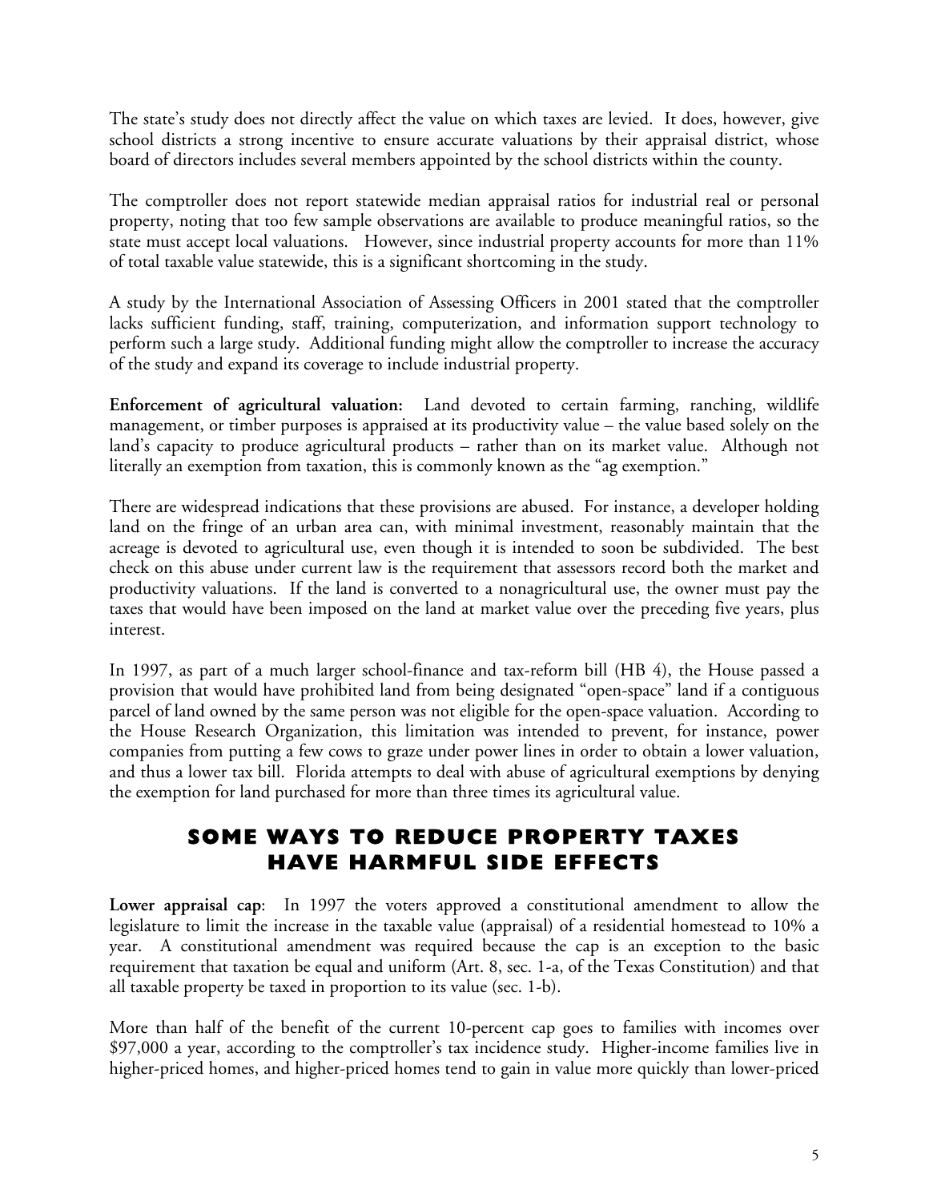The state's study does not directly affect the value on which taxes are levied. It does, however, give school districts a strong incentive to ensure accurate valuations by their appraisal district, whose board of directors includes several members appointed by the school districts within the county.

The comptroller does not report statewide median appraisal ratios for industrial real or personal property, noting that too few sample observations are available to produce meaningful ratios, so the state must accept local valuations. However, since industrial property accounts for more than 11% of total taxable value statewide, this is a significant shortcoming in the study.

A study by the International Association of Assessing Officers in 2001 stated that the comptroller lacks sufficient funding, staff, training, computerization, and information support technology to perform such a large study. Additional funding might allow the comptroller to increase the accuracy of the study and expand its coverage to include industrial property.

**Enforcement of agricultural valuation:** Land devoted to certain farming, ranching, wildlife management, or timber purposes is appraised at its productivity value – the value based solely on the land's capacity to produce agricultural products – rather than on its market value. Although not literally an exemption from taxation, this is commonly known as the "ag exemption."

There are widespread indications that these provisions are abused. For instance, a developer holding land on the fringe of an urban area can, with minimal investment, reasonably maintain that the acreage is devoted to agricultural use, even though it is intended to soon be subdivided. The best check on this abuse under current law is the requirement that assessors record both the market and productivity valuations. If the land is converted to a nonagricultural use, the owner must pay the taxes that would have been imposed on the land at market value over the preceding five years, plus interest.

In 1997, as part of a much larger school-finance and tax-reform bill (HB 4), the House passed a provision that would have prohibited land from being designated "open-space" land if a contiguous parcel of land owned by the same person was not eligible for the open-space valuation. According to the House Research Organization, this limitation was intended to prevent, for instance, power companies from putting a few cows to graze under power lines in order to obtain a lower valuation, and thus a lower tax bill. Florida attempts to deal with abuse of agricultural exemptions by denying the exemption for land purchased for more than three times its agricultural value.

## SOME WAYS TO REDUCE PROPERTY TAXES HAVE HARMFUL SIDE EFFECTS

**Lower appraisal cap**: In 1997 the voters approved a constitutional amendment to allow the legislature to limit the increase in the taxable value (appraisal) of a residential homestead to 10% a year. A constitutional amendment was required because the cap is an exception to the basic requirement that taxation be equal and uniform (Art. 8, sec. 1-a, of the Texas Constitution) and that all taxable property be taxed in proportion to its value (sec. 1-b).

More than half of the benefit of the current 10-percent cap goes to families with incomes over $97,000 a year, according to the comptroller's tax incidence study. Higher-income families live in higher-priced homes, and higher-priced homes tend to gain in value more quickly than lower-priced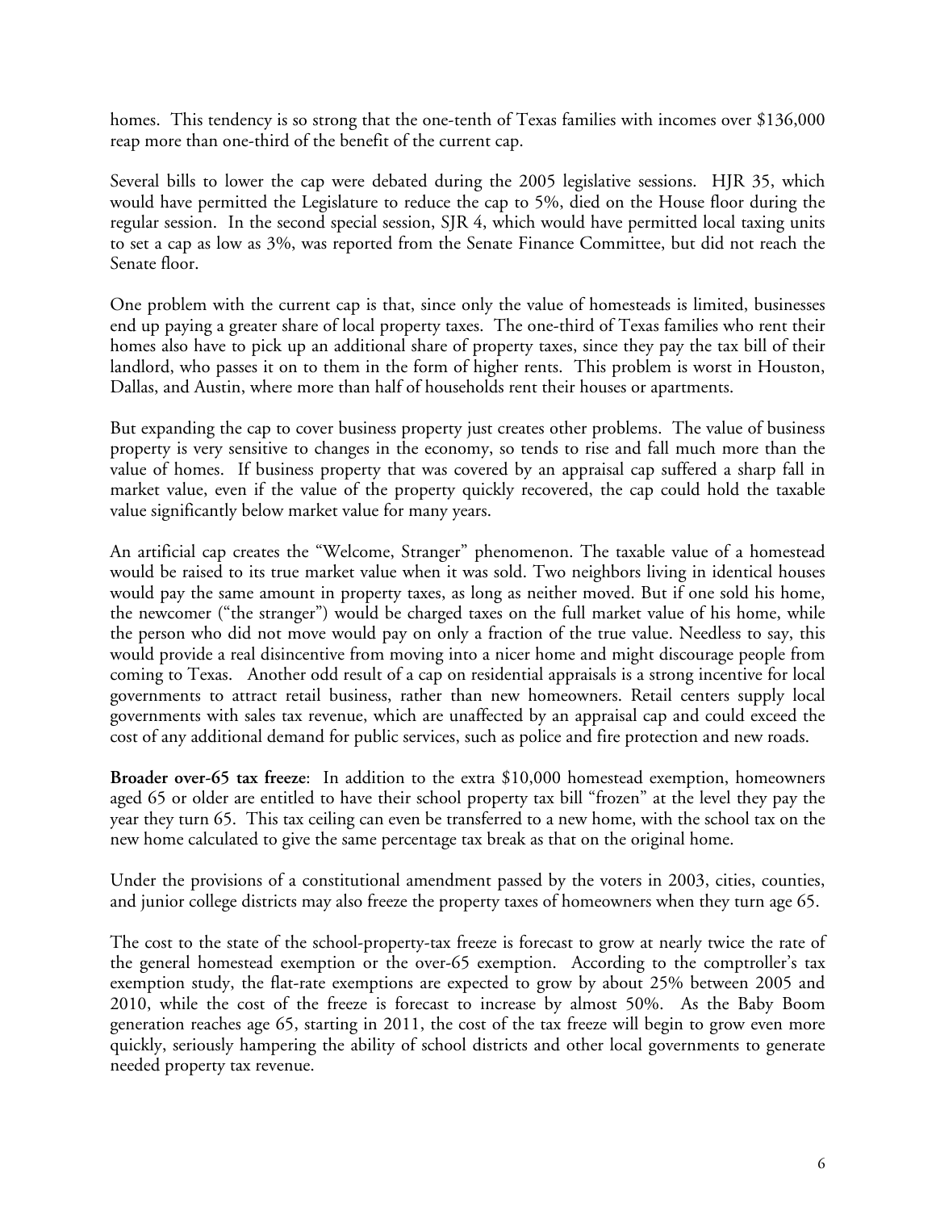homes. This tendency is so strong that the one-tenth of Texas families with incomes over $136,000 reap more than one-third of the benefit of the current cap.

Several bills to lower the cap were debated during the 2005 legislative sessions. HJR 35, which would have permitted the Legislature to reduce the cap to 5%, died on the House floor during the regular session. In the second special session, SJR 4, which would have permitted local taxing units to set a cap as low as 3%, was reported from the Senate Finance Committee, but did not reach the Senate floor.

One problem with the current cap is that, since only the value of homesteads is limited, businesses end up paying a greater share of local property taxes. The one-third of Texas families who rent their homes also have to pick up an additional share of property taxes, since they pay the tax bill of their landlord, who passes it on to them in the form of higher rents. This problem is worst in Houston, Dallas, and Austin, where more than half of households rent their houses or apartments.

But expanding the cap to cover business property just creates other problems. The value of business property is very sensitive to changes in the economy, so tends to rise and fall much more than the value of homes. If business property that was covered by an appraisal cap suffered a sharp fall in market value, even if the value of the property quickly recovered, the cap could hold the taxable value significantly below market value for many years.

An artificial cap creates the "Welcome, Stranger" phenomenon. The taxable value of a homestead would be raised to its true market value when it was sold. Two neighbors living in identical houses would pay the same amount in property taxes, as long as neither moved. But if one sold his home, the newcomer ("the stranger") would be charged taxes on the full market value of his home, while the person who did not move would pay on only a fraction of the true value. Needless to say, this would provide a real disincentive from moving into a nicer home and might discourage people from coming to Texas. Another odd result of a cap on residential appraisals is a strong incentive for local governments to attract retail business, rather than new homeowners. Retail centers supply local governments with sales tax revenue, which are unaffected by an appraisal cap and could exceed the cost of any additional demand for public services, such as police and fire protection and new roads.

**Broader over-65 tax freeze**: In addition to the extra $10,000 homestead exemption, homeowners aged 65 or older are entitled to have their school property tax bill "frozen" at the level they pay the year they turn 65. This tax ceiling can even be transferred to a new home, with the school tax on the new home calculated to give the same percentage tax break as that on the original home.

Under the provisions of a constitutional amendment passed by the voters in 2003, cities, counties, and junior college districts may also freeze the property taxes of homeowners when they turn age 65.

The cost to the state of the school-property-tax freeze is forecast to grow at nearly twice the rate of the general homestead exemption or the over-65 exemption. According to the comptroller's tax exemption study, the flat-rate exemptions are expected to grow by about 25% between 2005 and 2010, while the cost of the freeze is forecast to increase by almost 50%. As the Baby Boom generation reaches age 65, starting in 2011, the cost of the tax freeze will begin to grow even more quickly, seriously hampering the ability of school districts and other local governments to generate needed property tax revenue.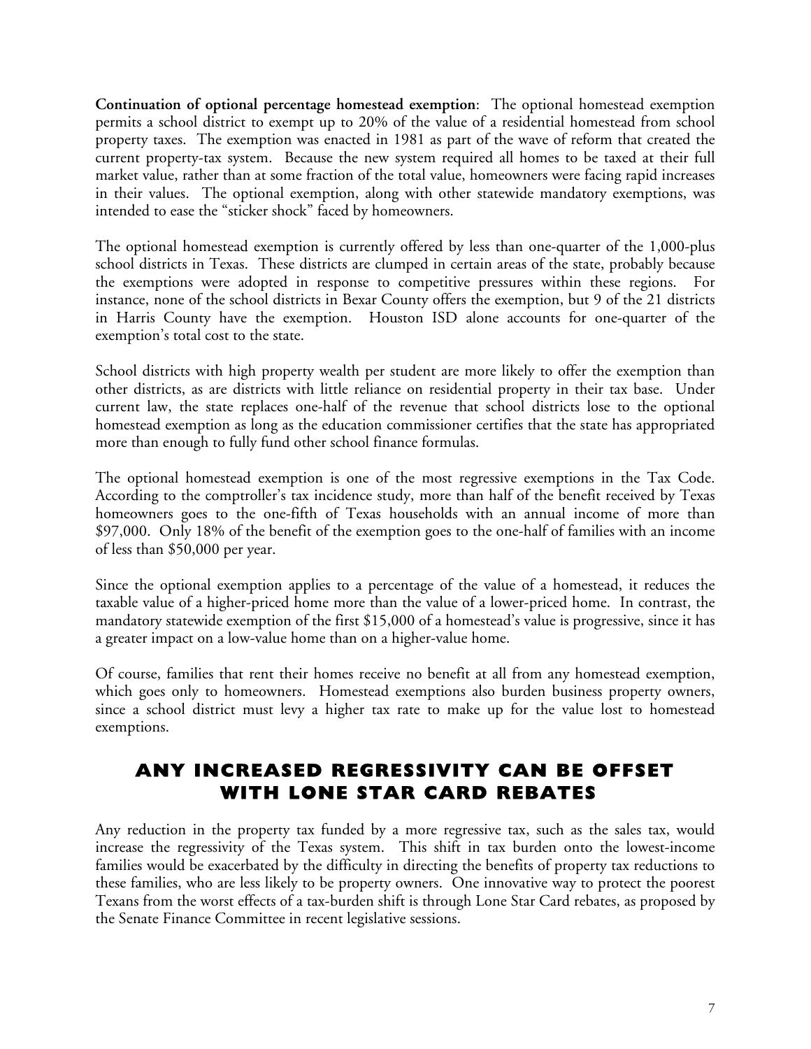**Continuation of optional percentage homestead exemption**: The optional homestead exemption permits a school district to exempt up to 20% of the value of a residential homestead from school property taxes. The exemption was enacted in 1981 as part of the wave of reform that created the current property-tax system. Because the new system required all homes to be taxed at their full market value, rather than at some fraction of the total value, homeowners were facing rapid increases in their values. The optional exemption, along with other statewide mandatory exemptions, was intended to ease the "sticker shock" faced by homeowners.

The optional homestead exemption is currently offered by less than one-quarter of the 1,000-plus school districts in Texas. These districts are clumped in certain areas of the state, probably because the exemptions were adopted in response to competitive pressures within these regions. For instance, none of the school districts in Bexar County offers the exemption, but 9 of the 21 districts in Harris County have the exemption. Houston ISD alone accounts for one-quarter of the exemption's total cost to the state.

School districts with high property wealth per student are more likely to offer the exemption than other districts, as are districts with little reliance on residential property in their tax base. Under current law, the state replaces one-half of the revenue that school districts lose to the optional homestead exemption as long as the education commissioner certifies that the state has appropriated more than enough to fully fund other school finance formulas.

The optional homestead exemption is one of the most regressive exemptions in the Tax Code. According to the comptroller's tax incidence study, more than half of the benefit received by Texas homeowners goes to the one-fifth of Texas households with an annual income of more than $97,000. Only 18% of the benefit of the exemption goes to the one-half of families with an income of less than $50,000 per year.

Since the optional exemption applies to a percentage of the value of a homestead, it reduces the taxable value of a higher-priced home more than the value of a lower-priced home. In contrast, the mandatory statewide exemption of the first $15,000 of a homestead's value is progressive, since it has a greater impact on a low-value home than on a higher-value home.

Of course, families that rent their homes receive no benefit at all from any homestead exemption, which goes only to homeowners. Homestead exemptions also burden business property owners, since a school district must levy a higher tax rate to make up for the value lost to homestead exemptions.

## ANY INCREASED REGRESSIVITY CAN BE OFFSET WITH LONE STAR CARD REBATES

Any reduction in the property tax funded by a more regressive tax, such as the sales tax, would increase the regressivity of the Texas system. This shift in tax burden onto the lowest-income families would be exacerbated by the difficulty in directing the benefits of property tax reductions to these families, who are less likely to be property owners. One innovative way to protect the poorest Texans from the worst effects of a tax-burden shift is through Lone Star Card rebates, as proposed by the Senate Finance Committee in recent legislative sessions.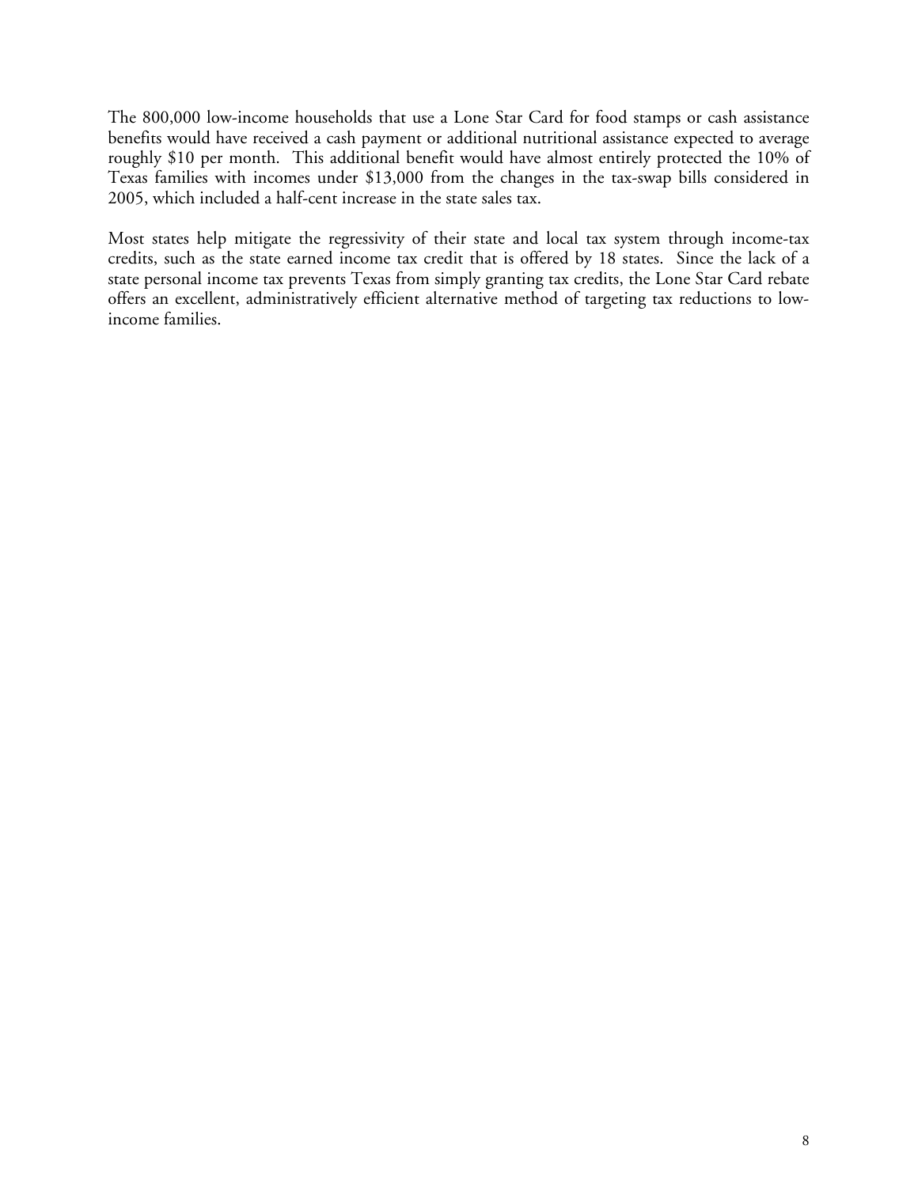The 800,000 low-income households that use a Lone Star Card for food stamps or cash assistance benefits would have received a cash payment or additional nutritional assistance expected to average roughly $10 per month. This additional benefit would have almost entirely protected the 10% of Texas families with incomes under $13,000 from the changes in the tax-swap bills considered in 2005, which included a half-cent increase in the state sales tax.

Most states help mitigate the regressivity of their state and local tax system through income-tax credits, such as the state earned income tax credit that is offered by 18 states. Since the lack of a state personal income tax prevents Texas from simply granting tax credits, the Lone Star Card rebate offers an excellent, administratively efficient alternative method of targeting tax reductions to low-income families.